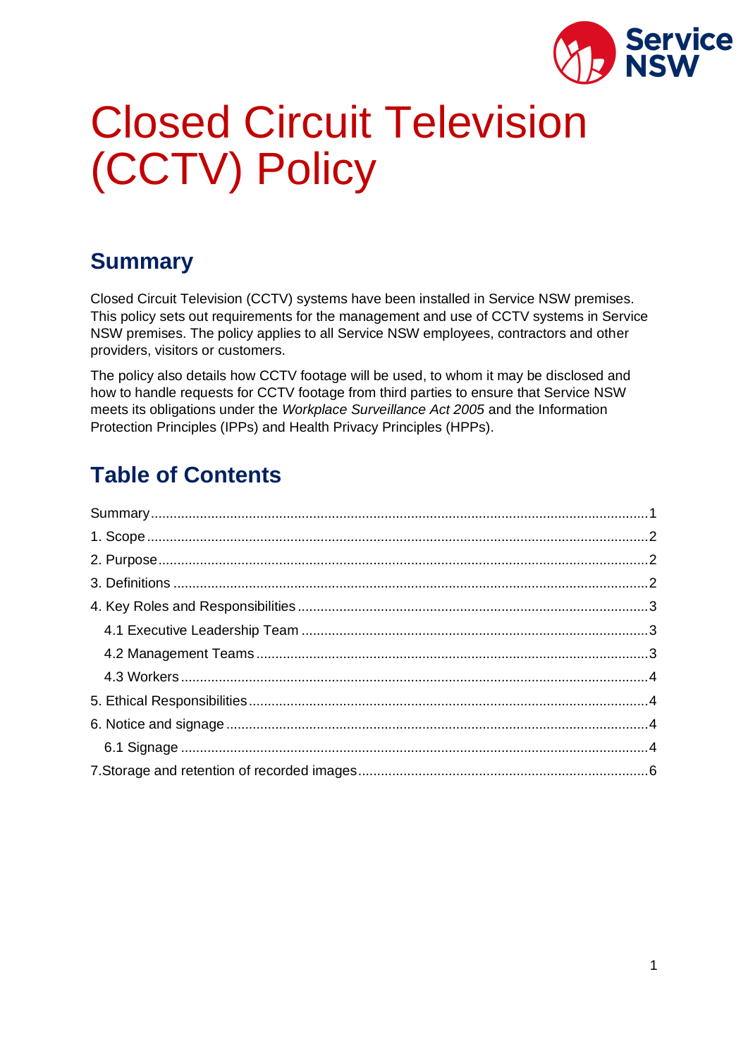# Closed Circuit Television (CCTV) Policy

## Summary

Closed Circuit Television (CCTV) systems have been installed in Service NSW premises. This policy sets out requirements for the management and use of CCTV systems in Service NSW premises. The policy applies to all Service NSW employees, contractors and other providers, visitors or customers.

The policy also details how CCTV footage will be used, to whom it may be disclosed and how to handle requests for CCTV footage from third parties to ensure that Service NSW meets its obligations under the *Workplace Surveillance Act 2005* and the Information Protection Principles (IPPs) and Health Privacy Principles (HPPs).

## Table of Contents

- Summary ..... 1
- 1. Scope ..... 2
- 2. Purpose ..... 2
- 3. Definitions ..... 2
- 4. Key Roles and Responsibilities ..... 3
  - 4.1 Executive Leadership Team ..... 3
  - 4.2 Management Teams ..... 3
  - 4.3 Workers ..... 4
- 5. Ethical Responsibilities ..... 4
- 6. Notice and signage ..... 4
  - 6.1 Signage ..... 4
- 7. Storage and retention of recorded images ..... 6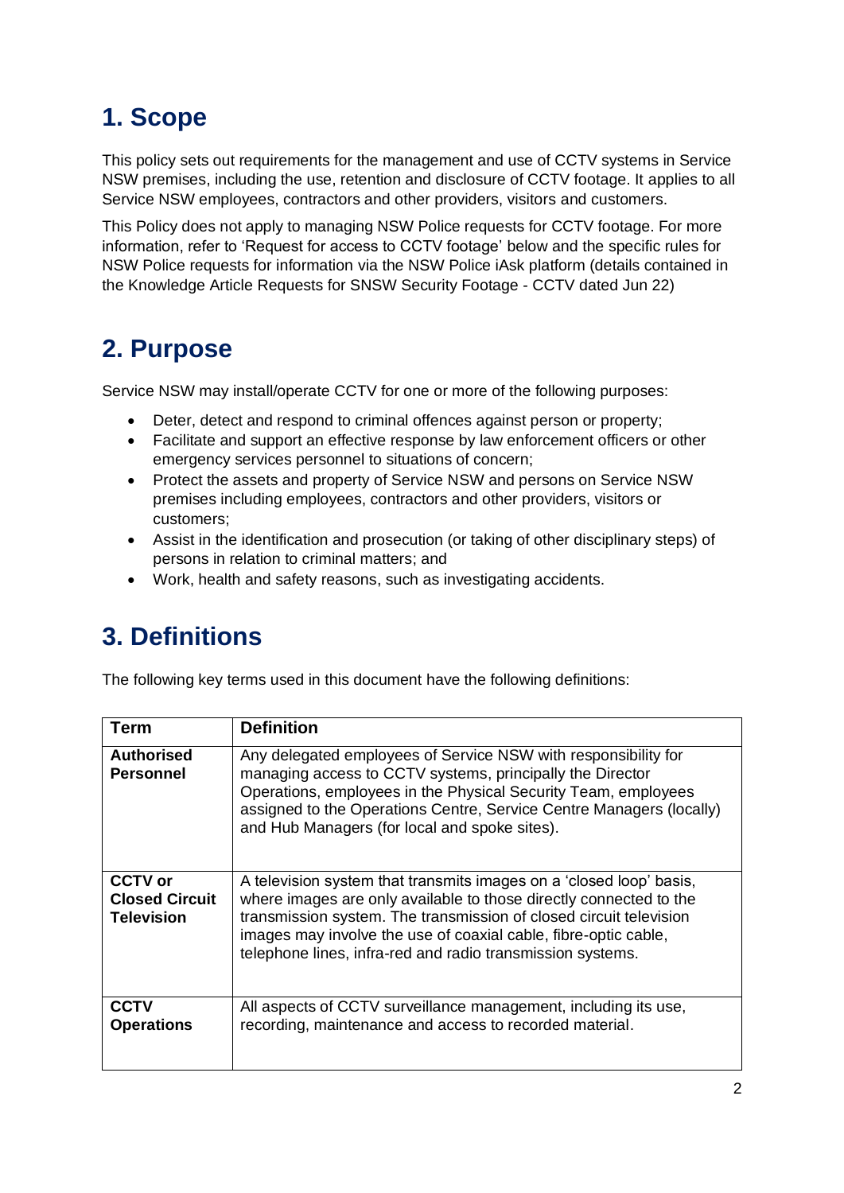## 1. Scope

This policy sets out requirements for the management and use of CCTV systems in Service NSW premises, including the use, retention and disclosure of CCTV footage. It applies to all Service NSW employees, contractors and other providers, visitors and customers.

This Policy does not apply to managing NSW Police requests for CCTV footage. For more information, refer to 'Request for access to CCTV footage' below and the specific rules for NSW Police requests for information via the NSW Police iAsk platform (details contained in the Knowledge Article Requests for SNSW Security Footage - CCTV dated Jun 22)

## 2. Purpose

Service NSW may install/operate CCTV for one or more of the following purposes:

- Deter, detect and respond to criminal offences against person or property;
- Facilitate and support an effective response by law enforcement officers or other emergency services personnel to situations of concern;
- Protect the assets and property of Service NSW and persons on Service NSW premises including employees, contractors and other providers, visitors or customers;
- Assist in the identification and prosecution (or taking of other disciplinary steps) of persons in relation to criminal matters; and
- Work, health and safety reasons, such as investigating accidents.

## 3. Definitions

The following key terms used in this document have the following definitions:

| Term | Definition |
|---|---|
| **Authorised Personnel** | Any delegated employees of Service NSW with responsibility for managing access to CCTV systems, principally the Director Operations, employees in the Physical Security Team, employees assigned to the Operations Centre, Service Centre Managers (locally) and Hub Managers (for local and spoke sites). |
| **CCTV or Closed Circuit Television** | A television system that transmits images on a 'closed loop' basis, where images are only available to those directly connected to the transmission system. The transmission of closed circuit television images may involve the use of coaxial cable, fibre-optic cable, telephone lines, infra-red and radio transmission systems. |
| **CCTV Operations** | All aspects of CCTV surveillance management, including its use, recording, maintenance and access to recorded material. |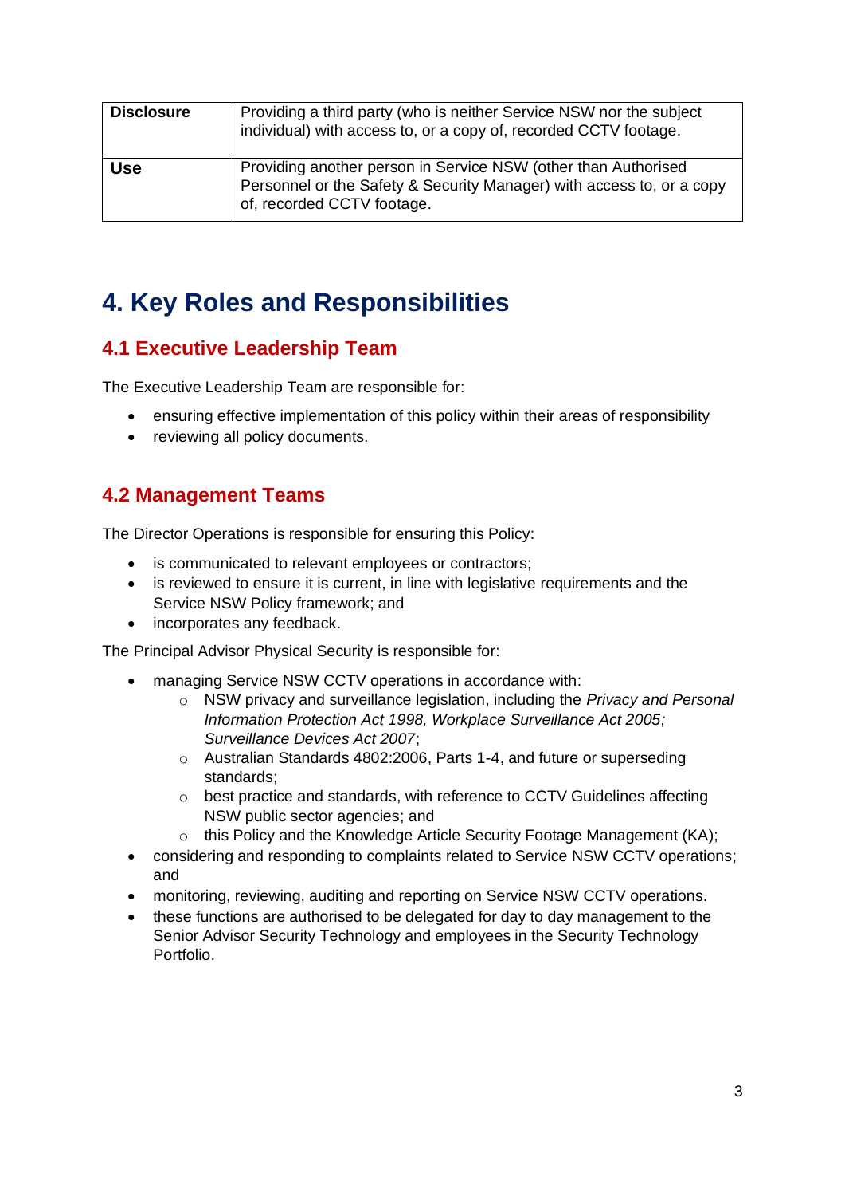| **Disclosure** | Providing a third party (who is neither Service NSW nor the subject individual) with access to, or a copy of, recorded CCTV footage. |
|---|---|
| **Use** | Providing another person in Service NSW (other than Authorised Personnel or the Safety & Security Manager) with access to, or a copy of, recorded CCTV footage. |

# 4. Key Roles and Responsibilities

## 4.1 Executive Leadership Team

The Executive Leadership Team are responsible for:

- ensuring effective implementation of this policy within their areas of responsibility
- reviewing all policy documents.

## 4.2 Management Teams

The Director Operations is responsible for ensuring this Policy:

- is communicated to relevant employees or contractors;
- is reviewed to ensure it is current, in line with legislative requirements and the Service NSW Policy framework; and
- incorporates any feedback.

The Principal Advisor Physical Security is responsible for:

- managing Service NSW CCTV operations in accordance with:
  - NSW privacy and surveillance legislation, including the *Privacy and Personal Information Protection Act 1998, Workplace Surveillance Act 2005; Surveillance Devices Act 2007*;
  - Australian Standards 4802:2006, Parts 1-4, and future or superseding standards;
  - best practice and standards, with reference to CCTV Guidelines affecting NSW public sector agencies; and
  - this Policy and the Knowledge Article Security Footage Management (KA);
- considering and responding to complaints related to Service NSW CCTV operations; and
- monitoring, reviewing, auditing and reporting on Service NSW CCTV operations.
- these functions are authorised to be delegated for day to day management to the Senior Advisor Security Technology and employees in the Security Technology Portfolio.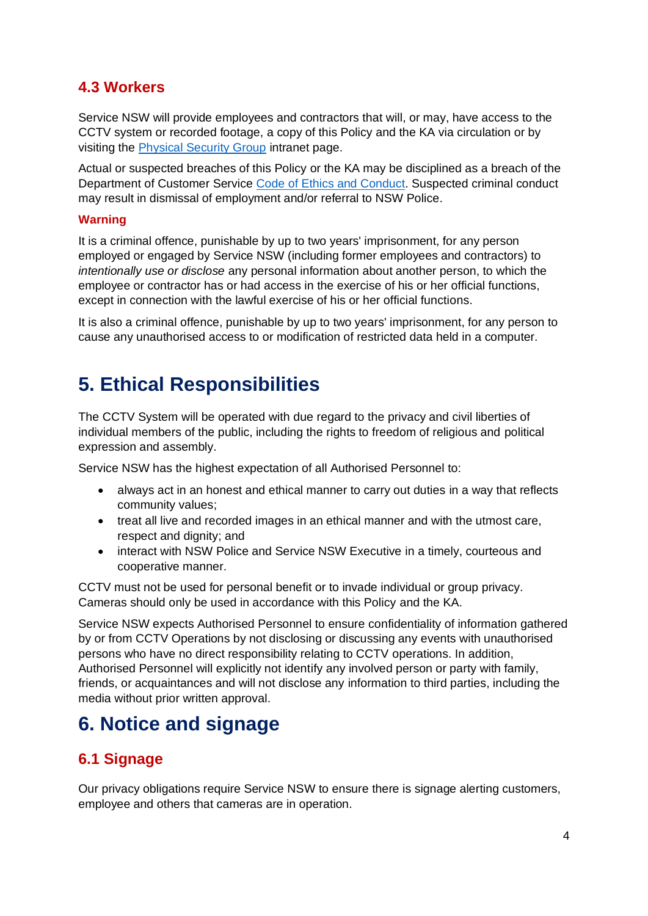### 4.3 Workers

Service NSW will provide employees and contractors that will, or may, have access to the CCTV system or recorded footage, a copy of this Policy and the KA via circulation or by visiting the [Physical Security Group] intranet page.

Actual or suspected breaches of this Policy or the KA may be disciplined as a breach of the Department of Customer Service [Code of Ethics and Conduct]. Suspected criminal conduct may result in dismissal of employment and/or referral to NSW Police.

**Warning**

It is a criminal offence, punishable by up to two years' imprisonment, for any person employed or engaged by Service NSW (including former employees and contractors) to *intentionally use or disclose* any personal information about another person, to which the employee or contractor has or had access in the exercise of his or her official functions, except in connection with the lawful exercise of his or her official functions.

It is also a criminal offence, punishable by up to two years' imprisonment, for any person to cause any unauthorised access to or modification of restricted data held in a computer.

## 5. Ethical Responsibilities

The CCTV System will be operated with due regard to the privacy and civil liberties of individual members of the public, including the rights to freedom of religious and political expression and assembly.

Service NSW has the highest expectation of all Authorised Personnel to:

- always act in an honest and ethical manner to carry out duties in a way that reflects community values;
- treat all live and recorded images in an ethical manner and with the utmost care, respect and dignity; and
- interact with NSW Police and Service NSW Executive in a timely, courteous and cooperative manner.

CCTV must not be used for personal benefit or to invade individual or group privacy. Cameras should only be used in accordance with this Policy and the KA.

Service NSW expects Authorised Personnel to ensure confidentiality of information gathered by or from CCTV Operations by not disclosing or discussing any events with unauthorised persons who have no direct responsibility relating to CCTV operations. In addition, Authorised Personnel will explicitly not identify any involved person or party with family, friends, or acquaintances and will not disclose any information to third parties, including the media without prior written approval.

## 6. Notice and signage

### 6.1 Signage

Our privacy obligations require Service NSW to ensure there is signage alerting customers, employee and others that cameras are in operation.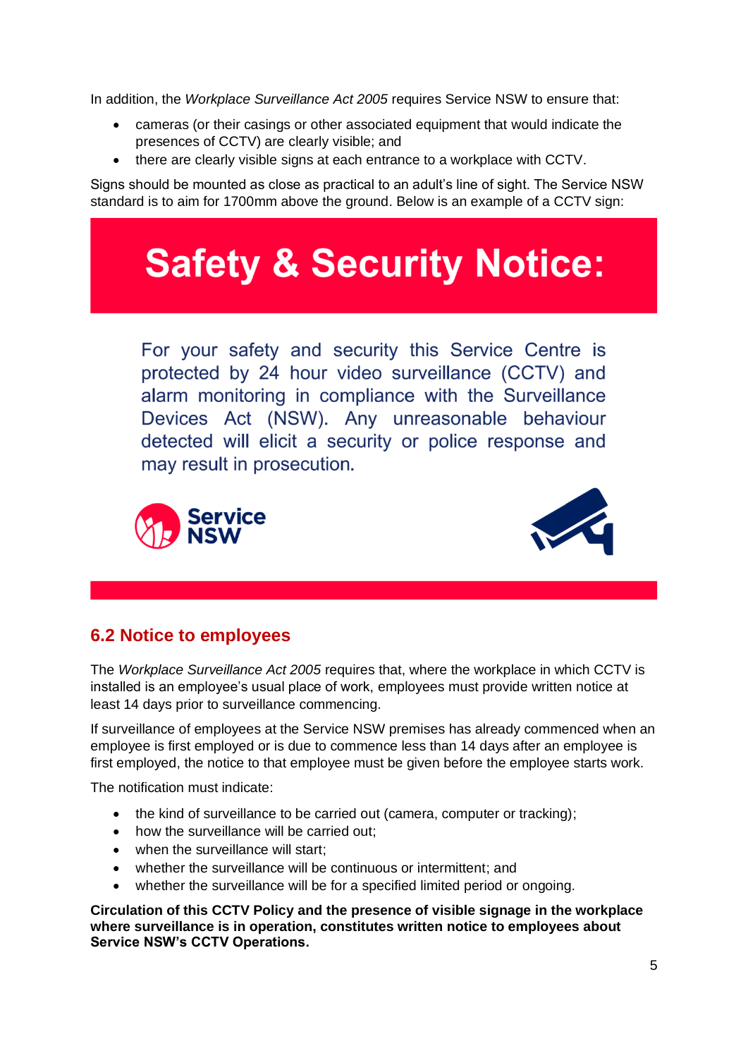In addition, the *Workplace Surveillance Act 2005* requires Service NSW to ensure that:

- cameras (or their casings or other associated equipment that would indicate the presences of CCTV) are clearly visible; and
- there are clearly visible signs at each entrance to a workplace with CCTV.

Signs should be mounted as close as practical to an adult's line of sight. The Service NSW standard is to aim for 1700mm above the ground. Below is an example of a CCTV sign:

**Safety & Security Notice:**

For your safety and security this Service Centre is protected by 24 hour video surveillance (CCTV) and alarm monitoring in compliance with the Surveillance Devices Act (NSW). Any unreasonable behaviour detected will elicit a security or police response and may result in prosecution.

Service NSW

## 6.2 Notice to employees

The *Workplace Surveillance Act 2005* requires that, where the workplace in which CCTV is installed is an employee's usual place of work, employees must provide written notice at least 14 days prior to surveillance commencing.

If surveillance of employees at the Service NSW premises has already commenced when an employee is first employed or is due to commence less than 14 days after an employee is first employed, the notice to that employee must be given before the employee starts work.

The notification must indicate:

- the kind of surveillance to be carried out (camera, computer or tracking);
- how the surveillance will be carried out;
- when the surveillance will start;
- whether the surveillance will be continuous or intermittent; and
- whether the surveillance will be for a specified limited period or ongoing.

**Circulation of this CCTV Policy and the presence of visible signage in the workplace where surveillance is in operation, constitutes written notice to employees about Service NSW's CCTV Operations.**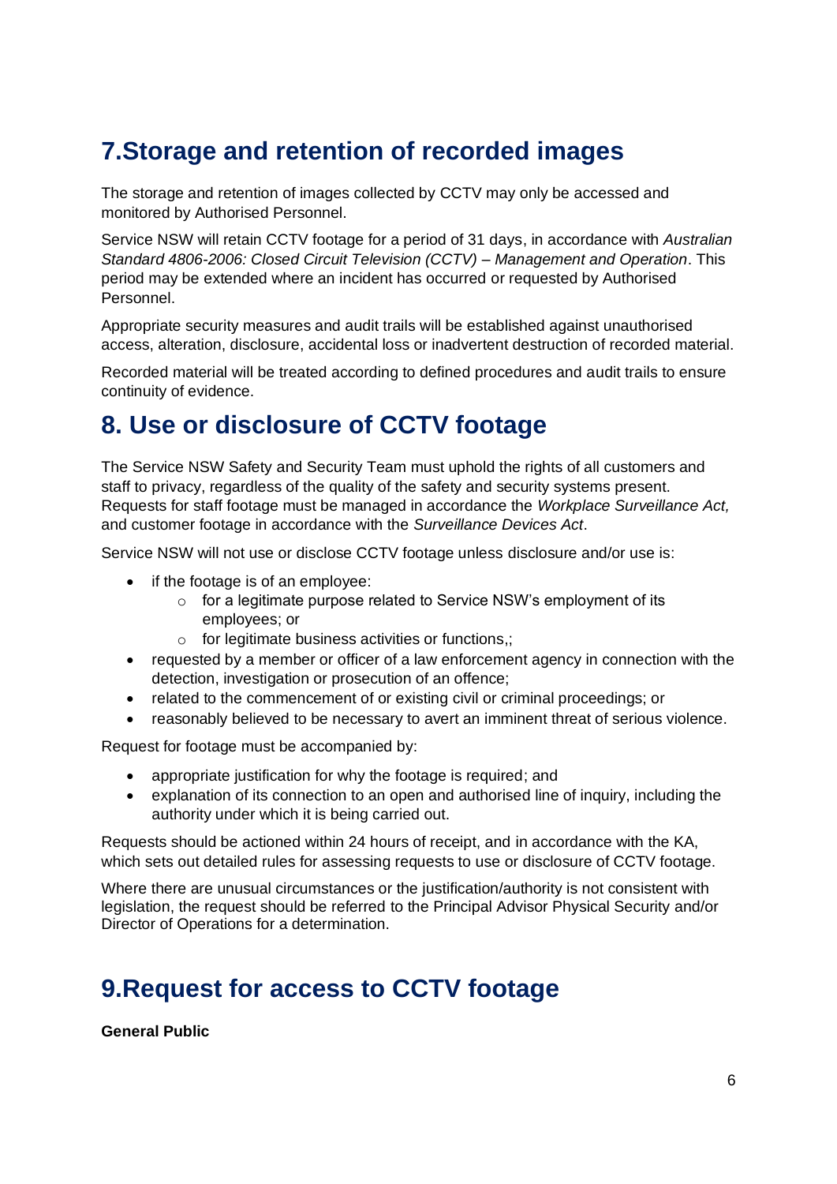# 7.Storage and retention of recorded images

The storage and retention of images collected by CCTV may only be accessed and monitored by Authorised Personnel.

Service NSW will retain CCTV footage for a period of 31 days, in accordance with *Australian Standard 4806-2006: Closed Circuit Television (CCTV) – Management and Operation*. This period may be extended where an incident has occurred or requested by Authorised Personnel.

Appropriate security measures and audit trails will be established against unauthorised access, alteration, disclosure, accidental loss or inadvertent destruction of recorded material.

Recorded material will be treated according to defined procedures and audit trails to ensure continuity of evidence.

# 8. Use or disclosure of CCTV footage

The Service NSW Safety and Security Team must uphold the rights of all customers and staff to privacy, regardless of the quality of the safety and security systems present. Requests for staff footage must be managed in accordance the *Workplace Surveillance Act,* and customer footage in accordance with the *Surveillance Devices Act*.

Service NSW will not use or disclose CCTV footage unless disclosure and/or use is:

- if the footage is of an employee:
  - for a legitimate purpose related to Service NSW's employment of its employees; or
  - for legitimate business activities or functions,;
- requested by a member or officer of a law enforcement agency in connection with the detection, investigation or prosecution of an offence;
- related to the commencement of or existing civil or criminal proceedings; or
- reasonably believed to be necessary to avert an imminent threat of serious violence.

Request for footage must be accompanied by:

- appropriate justification for why the footage is required; and
- explanation of its connection to an open and authorised line of inquiry, including the authority under which it is being carried out.

Requests should be actioned within 24 hours of receipt, and in accordance with the KA, which sets out detailed rules for assessing requests to use or disclosure of CCTV footage.

Where there are unusual circumstances or the justification/authority is not consistent with legislation, the request should be referred to the Principal Advisor Physical Security and/or Director of Operations for a determination.

# 9.Request for access to CCTV footage

**General Public**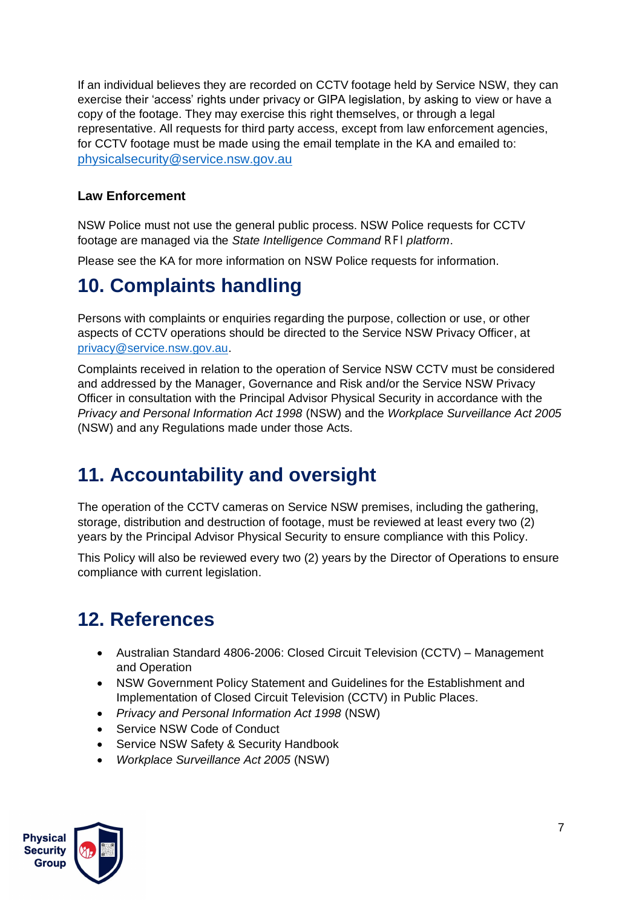If an individual believes they are recorded on CCTV footage held by Service NSW, they can exercise their 'access' rights under privacy or GIPA legislation, by asking to view or have a copy of the footage. They may exercise this right themselves, or through a legal representative. All requests for third party access, except from law enforcement agencies, for CCTV footage must be made using the email template in the KA and emailed to: [physicalsecurity@service.nsw.gov.au](mailto:physicalsecurity@service.nsw.gov.au)

### Law Enforcement

NSW Police must not use the general public process. NSW Police requests for CCTV footage are managed via the *State Intelligence Command* RFI *platform*.

Please see the KA for more information on NSW Police requests for information.

## 10. Complaints handling

Persons with complaints or enquiries regarding the purpose, collection or use, or other aspects of CCTV operations should be directed to the Service NSW Privacy Officer, at [privacy@service.nsw.gov.au](mailto:privacy@service.nsw.gov.au).

Complaints received in relation to the operation of Service NSW CCTV must be considered and addressed by the Manager, Governance and Risk and/or the Service NSW Privacy Officer in consultation with the Principal Advisor Physical Security in accordance with the *Privacy and Personal Information Act 1998* (NSW) and the *Workplace Surveillance Act 2005* (NSW) and any Regulations made under those Acts.

## 11. Accountability and oversight

The operation of the CCTV cameras on Service NSW premises, including the gathering, storage, distribution and destruction of footage, must be reviewed at least every two (2) years by the Principal Advisor Physical Security to ensure compliance with this Policy.

This Policy will also be reviewed every two (2) years by the Director of Operations to ensure compliance with current legislation.

## 12. References

- Australian Standard 4806-2006: Closed Circuit Television (CCTV) – Management and Operation
- NSW Government Policy Statement and Guidelines for the Establishment and Implementation of Closed Circuit Television (CCTV) in Public Places.
- *Privacy and Personal Information Act 1998* (NSW)
- Service NSW Code of Conduct
- Service NSW Safety & Security Handbook
- *Workplace Surveillance Act 2005* (NSW)